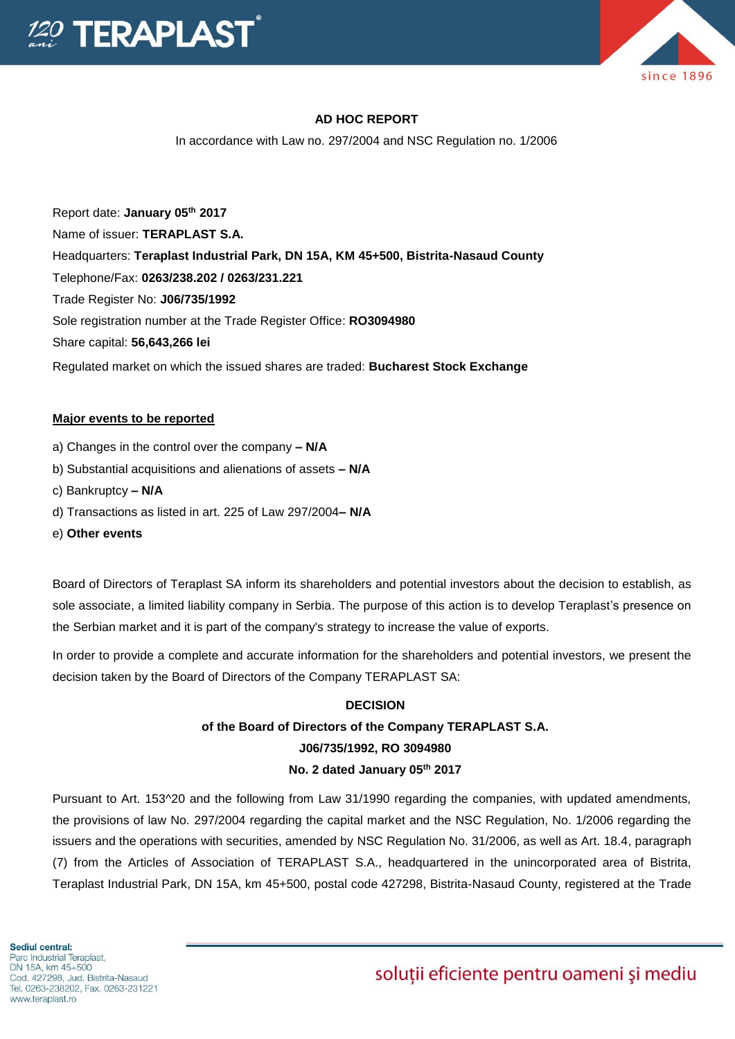## AD HOC REPORT

In accordance with Law no. 297/2004 and NSC Regulation no. 1/2006

Report date: **January 05th 2017**

Name of issuer: **TERAPLAST S.A.**

Headquarters: **Teraplast Industrial Park, DN 15A, KM 45+500, Bistrita-Nasaud County**

Telephone/Fax: **0263/238.202 / 0263/231.221**

Trade Register No: **J06/735/1992**

Sole registration number at the Trade Register Office: **RO3094980**

Share capital: **56,643,266 lei**

Regulated market on which the issued shares are traded: **Bucharest Stock Exchange**

**Major events to be reported**

a) Changes in the control over the company **– N/A**

b) Substantial acquisitions and alienations of assets **– N/A**

c) Bankruptcy **– N/A**

d) Transactions as listed in art. 225 of Law 297/2004**– N/A**

e) **Other events**

Board of Directors of Teraplast SA inform its shareholders and potential investors about the decision to establish, as sole associate, a limited liability company in Serbia. The purpose of this action is to develop Teraplast's presence on the Serbian market and it is part of the company's strategy to increase the value of exports.

In order to provide a complete and accurate information for the shareholders and potential investors, we present the decision taken by the Board of Directors of the Company TERAPLAST SA:

**DECISION**
**of the Board of Directors of the Company TERAPLAST S.A.**
**J06/735/1992, RO 3094980**
**No. 2 dated January 05th 2017**

Pursuant to Art. 153^20 and the following from Law 31/1990 regarding the companies, with updated amendments, the provisions of law No. 297/2004 regarding the capital market and the NSC Regulation, No. 1/2006 regarding the issuers and the operations with securities, amended by NSC Regulation No. 31/2006, as well as Art. 18.4, paragraph (7) from the Articles of Association of TERAPLAST S.A., headquartered in the unincorporated area of Bistrita, Teraplast Industrial Park, DN 15A, km 45+500, postal code 427298, Bistrita-Nasaud County, registered at the Trade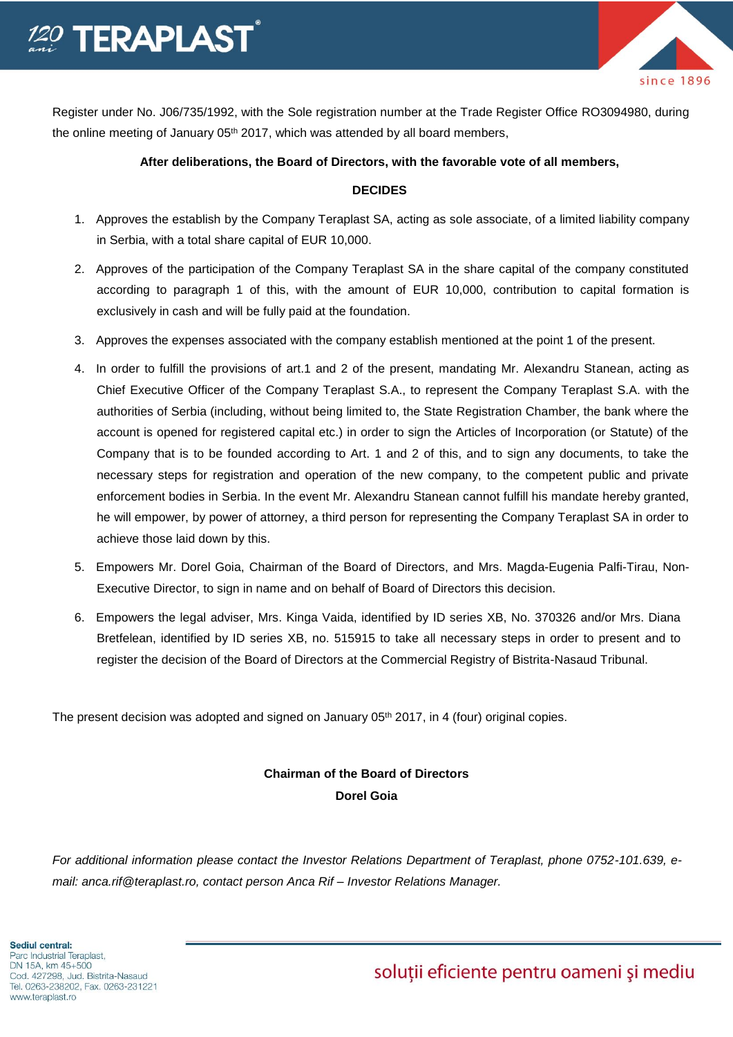Register under No. J06/735/1992, with the Sole registration number at the Trade Register Office RO3094980, during the online meeting of January 05th 2017, which was attended by all board members,

**After deliberations, the Board of Directors, with the favorable vote of all members,**

**DECIDES**

1. Approves the establish by the Company Teraplast SA, acting as sole associate, of a limited liability company in Serbia, with a total share capital of EUR 10,000.
2. Approves of the participation of the Company Teraplast SA in the share capital of the company constituted according to paragraph 1 of this, with the amount of EUR 10,000, contribution to capital formation is exclusively in cash and will be fully paid at the foundation.
3. Approves the expenses associated with the company establish mentioned at the point 1 of the present.
4. In order to fulfill the provisions of art.1 and 2 of the present, mandating Mr. Alexandru Stanean, acting as Chief Executive Officer of the Company Teraplast S.A., to represent the Company Teraplast S.A. with the authorities of Serbia (including, without being limited to, the State Registration Chamber, the bank where the account is opened for registered capital etc.) in order to sign the Articles of Incorporation (or Statute) of the Company that is to be founded according to Art. 1 and 2 of this, and to sign any documents, to take the necessary steps for registration and operation of the new company, to the competent public and private enforcement bodies in Serbia. In the event Mr. Alexandru Stanean cannot fulfill his mandate hereby granted, he will empower, by power of attorney, a third person for representing the Company Teraplast SA in order to achieve those laid down by this.
5. Empowers Mr. Dorel Goia, Chairman of the Board of Directors, and Mrs. Magda-Eugenia Palfi-Tirau, Non-Executive Director, to sign in name and on behalf of Board of Directors this decision.
6. Empowers the legal adviser, Mrs. Kinga Vaida, identified by ID series XB, No. 370326 and/or Mrs. Diana Bretfelean, identified by ID series XB, no. 515915 to take all necessary steps in order to present and to register the decision of the Board of Directors at the Commercial Registry of Bistrita-Nasaud Tribunal.

The present decision was adopted and signed on January 05th 2017, in 4 (four) original copies.

**Chairman of the Board of Directors**

**Dorel Goia**

*For additional information please contact the Investor Relations Department of Teraplast, phone 0752-101.639, e-mail: anca.rif@teraplast.ro, contact person Anca Rif – Investor Relations Manager.*